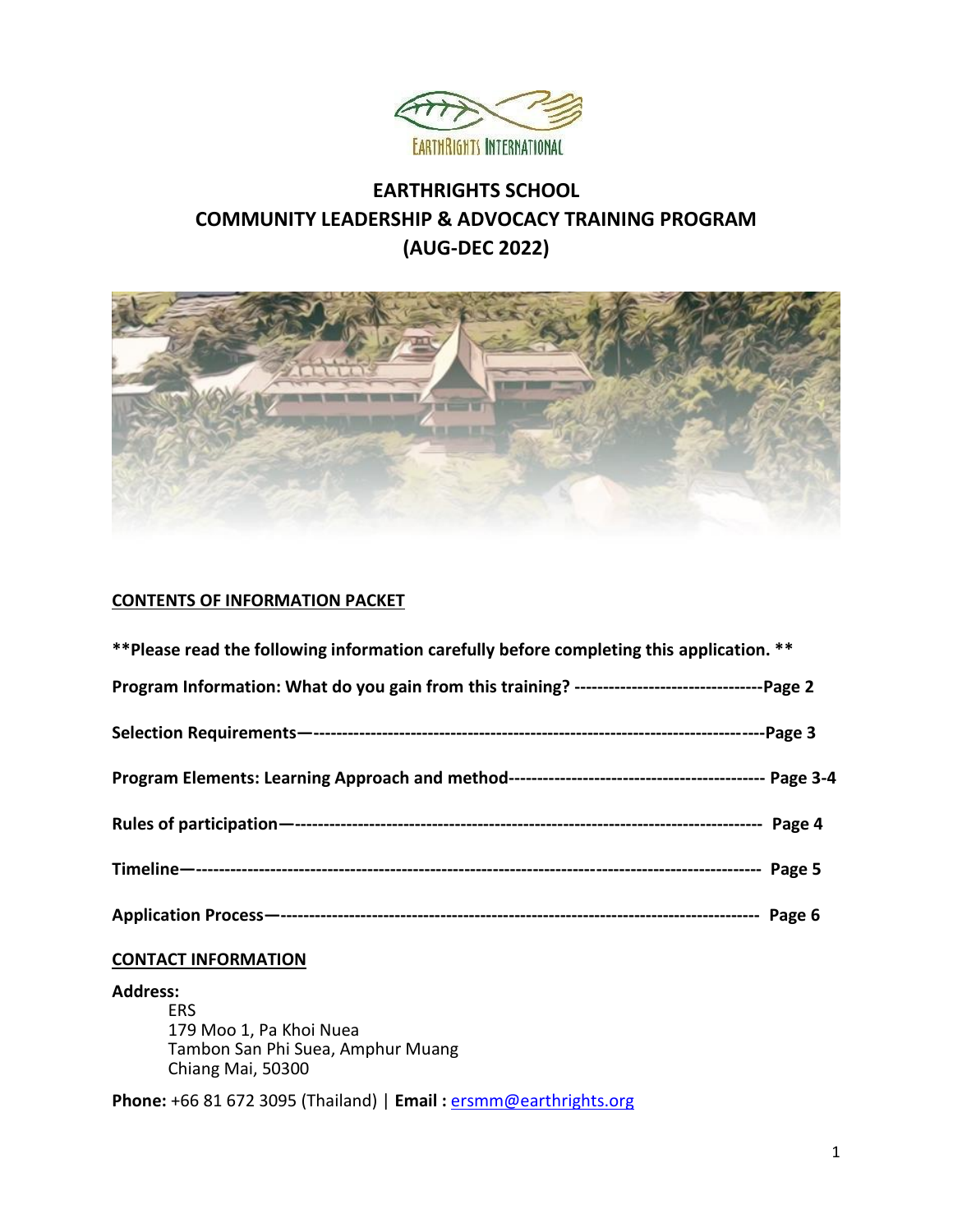# EARTHRIGHTS SCHOOL
# COMMUNITY LEADERSHIP & ADVOCACY TRAINING PROGRAM
# (AUG-DEC 2022)

## CONTENTS OF INFORMATION PACKET

**Please read the following information carefully before completing this application.**

**Program Information: What do you gain from this training? --------------------------------Page 2**

**Selection Requirements—---------------------------------------------------------------------------Page 3**

**Program Elements: Learning Approach and method-------------------------------------------- Page 3-4**

**Rules of participation—----------------------------------------------------------------------------- Page 4**

**Timeline—------------------------------------------------------------------------------------------ Page 5**

**Application Process—------------------------------------------------------------------------------ Page 6**

## CONTACT INFORMATION

**Address:**

ERS
179 Moo 1, Pa Khoi Nuea
Tambon San Phi Suea, Amphur Muang
Chiang Mai, 50300

**Phone:** +66 81 672 3095 (Thailand) | **Email :** ersmm@earthrights.org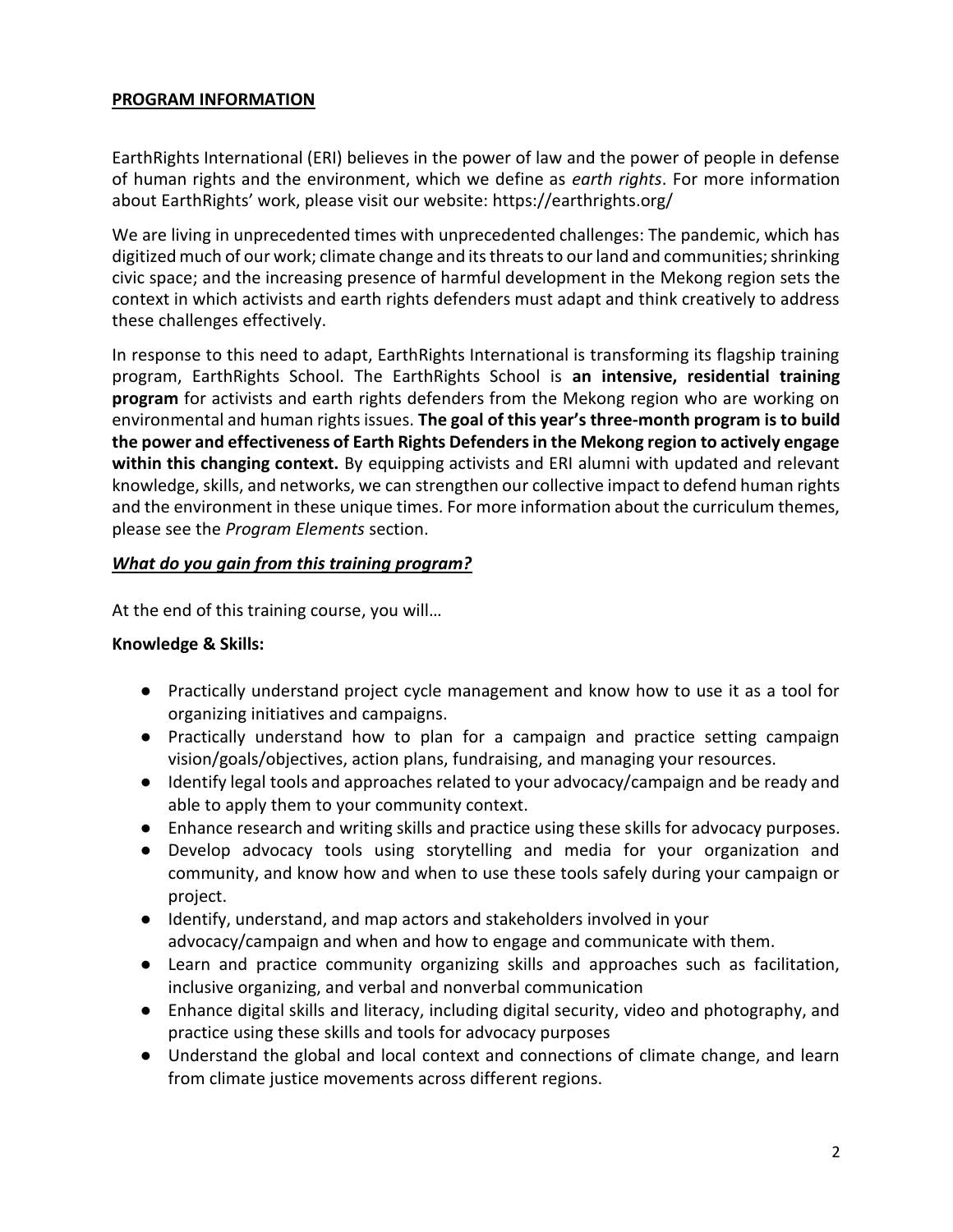## PROGRAM INFORMATION

EarthRights International (ERI) believes in the power of law and the power of people in defense of human rights and the environment, which we define as *earth rights*. For more information about EarthRights' work, please visit our website: https://earthrights.org/

We are living in unprecedented times with unprecedented challenges: The pandemic, which has digitized much of our work; climate change and its threats to our land and communities; shrinking civic space; and the increasing presence of harmful development in the Mekong region sets the context in which activists and earth rights defenders must adapt and think creatively to address these challenges effectively.

In response to this need to adapt, EarthRights International is transforming its flagship training program, EarthRights School. The EarthRights School is **an intensive, residential training program** for activists and earth rights defenders from the Mekong region who are working on environmental and human rights issues. **The goal of this year's three-month program is to build the power and effectiveness of Earth Rights Defenders in the Mekong region to actively engage within this changing context.** By equipping activists and ERI alumni with updated and relevant knowledge, skills, and networks, we can strengthen our collective impact to defend human rights and the environment in these unique times. For more information about the curriculum themes, please see the *Program Elements* section.

### *What do you gain from this training program?*

At the end of this training course, you will…

**Knowledge & Skills:**

- Practically understand project cycle management and know how to use it as a tool for organizing initiatives and campaigns.
- Practically understand how to plan for a campaign and practice setting campaign vision/goals/objectives, action plans, fundraising, and managing your resources.
- Identify legal tools and approaches related to your advocacy/campaign and be ready and able to apply them to your community context.
- Enhance research and writing skills and practice using these skills for advocacy purposes.
- Develop advocacy tools using storytelling and media for your organization and community, and know how and when to use these tools safely during your campaign or project.
- Identify, understand, and map actors and stakeholders involved in your advocacy/campaign and when and how to engage and communicate with them.
- Learn and practice community organizing skills and approaches such as facilitation, inclusive organizing, and verbal and nonverbal communication
- Enhance digital skills and literacy, including digital security, video and photography, and practice using these skills and tools for advocacy purposes
- Understand the global and local context and connections of climate change, and learn from climate justice movements across different regions.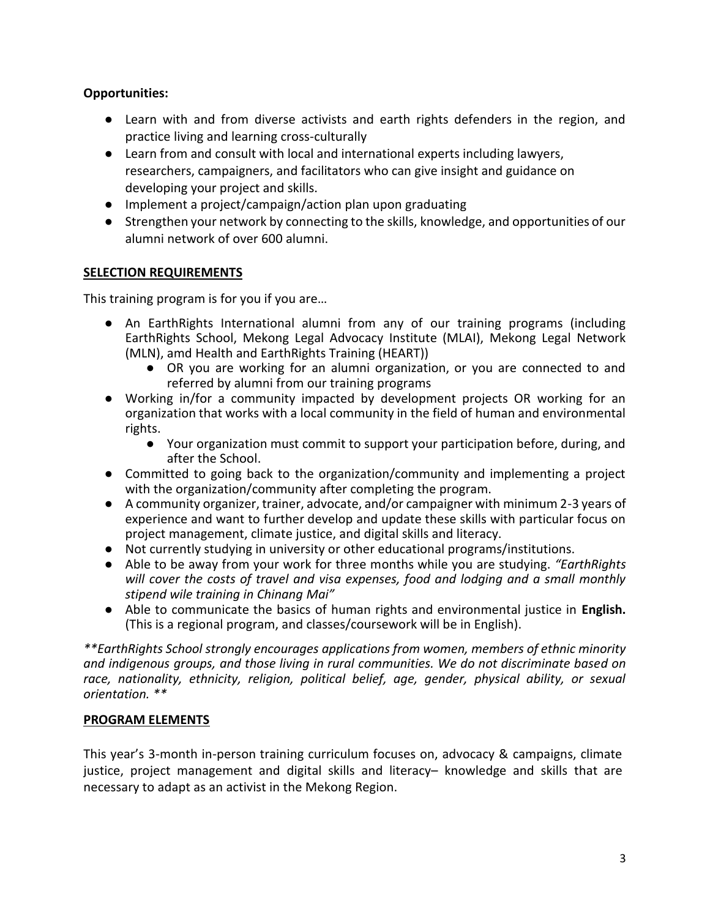**Opportunities:**

- Learn with and from diverse activists and earth rights defenders in the region, and practice living and learning cross-culturally
- Learn from and consult with local and international experts including lawyers, researchers, campaigners, and facilitators who can give insight and guidance on developing your project and skills.
- Implement a project/campaign/action plan upon graduating
- Strengthen your network by connecting to the skills, knowledge, and opportunities of our alumni network of over 600 alumni.

**SELECTION REQUIREMENTS**

This training program is for you if you are…

- An EarthRights International alumni from any of our training programs (including EarthRights School, Mekong Legal Advocacy Institute (MLAI), Mekong Legal Network (MLN), amd Health and EarthRights Training (HEART))
    - OR you are working for an alumni organization, or you are connected to and referred by alumni from our training programs
- Working in/for a community impacted by development projects OR working for an organization that works with a local community in the field of human and environmental rights.
    - Your organization must commit to support your participation before, during, and after the School.
- Committed to going back to the organization/community and implementing a project with the organization/community after completing the program.
- A community organizer, trainer, advocate, and/or campaigner with minimum 2-3 years of experience and want to further develop and update these skills with particular focus on project management, climate justice, and digital skills and literacy.
- Not currently studying in university or other educational programs/institutions.
- Able to be away from your work for three months while you are studying. *"EarthRights will cover the costs of travel and visa expenses, food and lodging and a small monthly stipend wile training in Chinang Mai"*
- Able to communicate the basics of human rights and environmental justice in **English.** (This is a regional program, and classes/coursework will be in English).

*\*\*EarthRights School strongly encourages applications from women, members of ethnic minority and indigenous groups, and those living in rural communities. We do not discriminate based on race, nationality, ethnicity, religion, political belief, age, gender, physical ability, or sexual orientation. \*\**

**PROGRAM ELEMENTS**

This year's 3-month in-person training curriculum focuses on, advocacy & campaigns, climate justice, project management and digital skills and literacy– knowledge and skills that are necessary to adapt as an activist in the Mekong Region.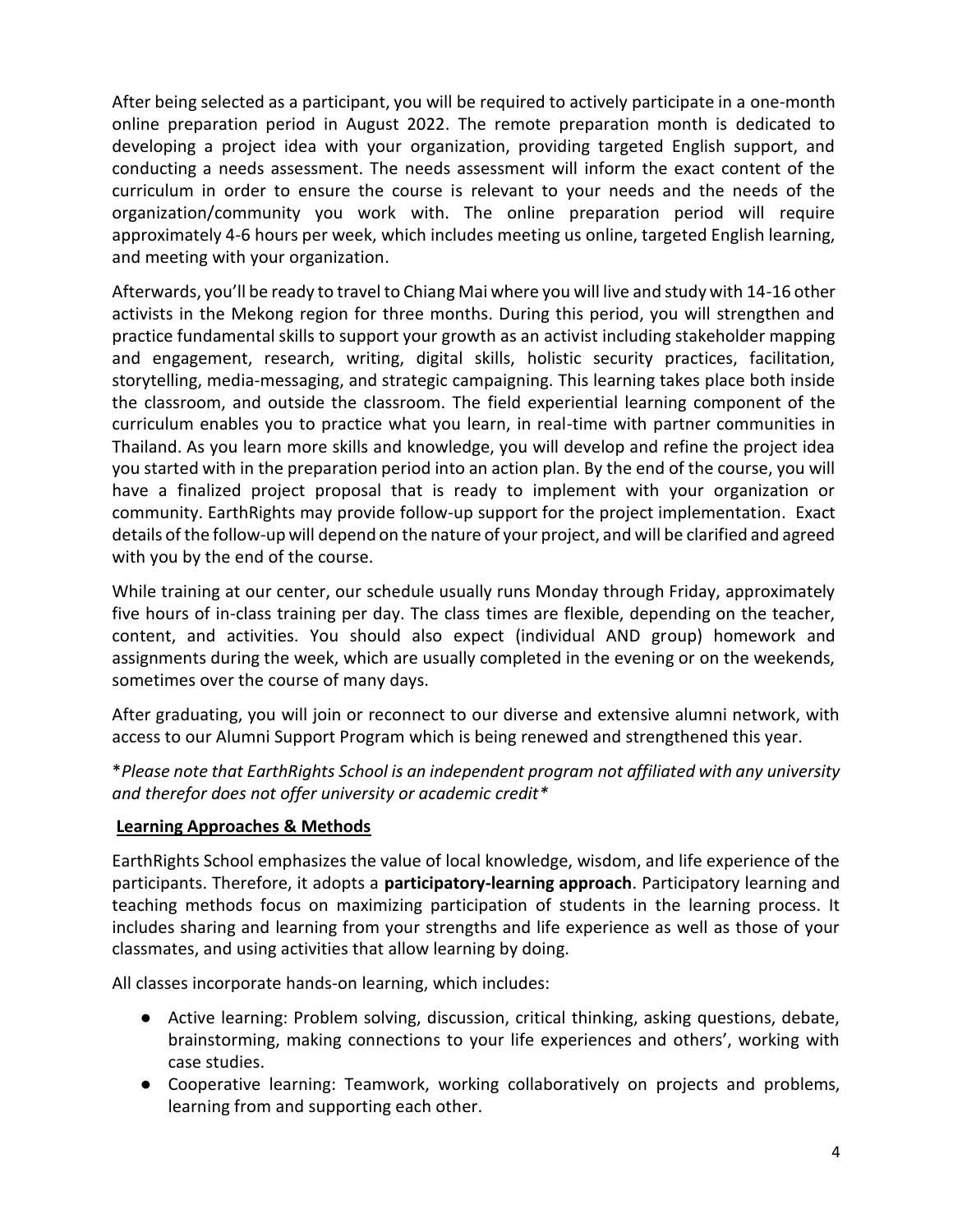After being selected as a participant, you will be required to actively participate in a one-month online preparation period in August 2022. The remote preparation month is dedicated to developing a project idea with your organization, providing targeted English support, and conducting a needs assessment. The needs assessment will inform the exact content of the curriculum in order to ensure the course is relevant to your needs and the needs of the organization/community you work with. The online preparation period will require approximately 4-6 hours per week, which includes meeting us online, targeted English learning, and meeting with your organization.

Afterwards, you'll be ready to travel to Chiang Mai where you will live and study with 14-16 other activists in the Mekong region for three months. During this period, you will strengthen and practice fundamental skills to support your growth as an activist including stakeholder mapping and engagement, research, writing, digital skills, holistic security practices, facilitation, storytelling, media-messaging, and strategic campaigning. This learning takes place both inside the classroom, and outside the classroom. The field experiential learning component of the curriculum enables you to practice what you learn, in real-time with partner communities in Thailand. As you learn more skills and knowledge, you will develop and refine the project idea you started with in the preparation period into an action plan. By the end of the course, you will have a finalized project proposal that is ready to implement with your organization or community. EarthRights may provide follow-up support for the project implementation. Exact details of the follow-up will depend on the nature of your project, and will be clarified and agreed with you by the end of the course.

While training at our center, our schedule usually runs Monday through Friday, approximately five hours of in-class training per day. The class times are flexible, depending on the teacher, content, and activities. You should also expect (individual AND group) homework and assignments during the week, which are usually completed in the evening or on the weekends, sometimes over the course of many days.

After graduating, you will join or reconnect to our diverse and extensive alumni network, with access to our Alumni Support Program which is being renewed and strengthened this year.

*\*Please note that EarthRights School is an independent program not affiliated with any university and therefor does not offer university or academic credit\**

## Learning Approaches & Methods

EarthRights School emphasizes the value of local knowledge, wisdom, and life experience of the participants. Therefore, it adopts a **participatory-learning approach**. Participatory learning and teaching methods focus on maximizing participation of students in the learning process. It includes sharing and learning from your strengths and life experience as well as those of your classmates, and using activities that allow learning by doing.

All classes incorporate hands-on learning, which includes:

- Active learning: Problem solving, discussion, critical thinking, asking questions, debate, brainstorming, making connections to your life experiences and others', working with case studies.
- Cooperative learning: Teamwork, working collaboratively on projects and problems, learning from and supporting each other.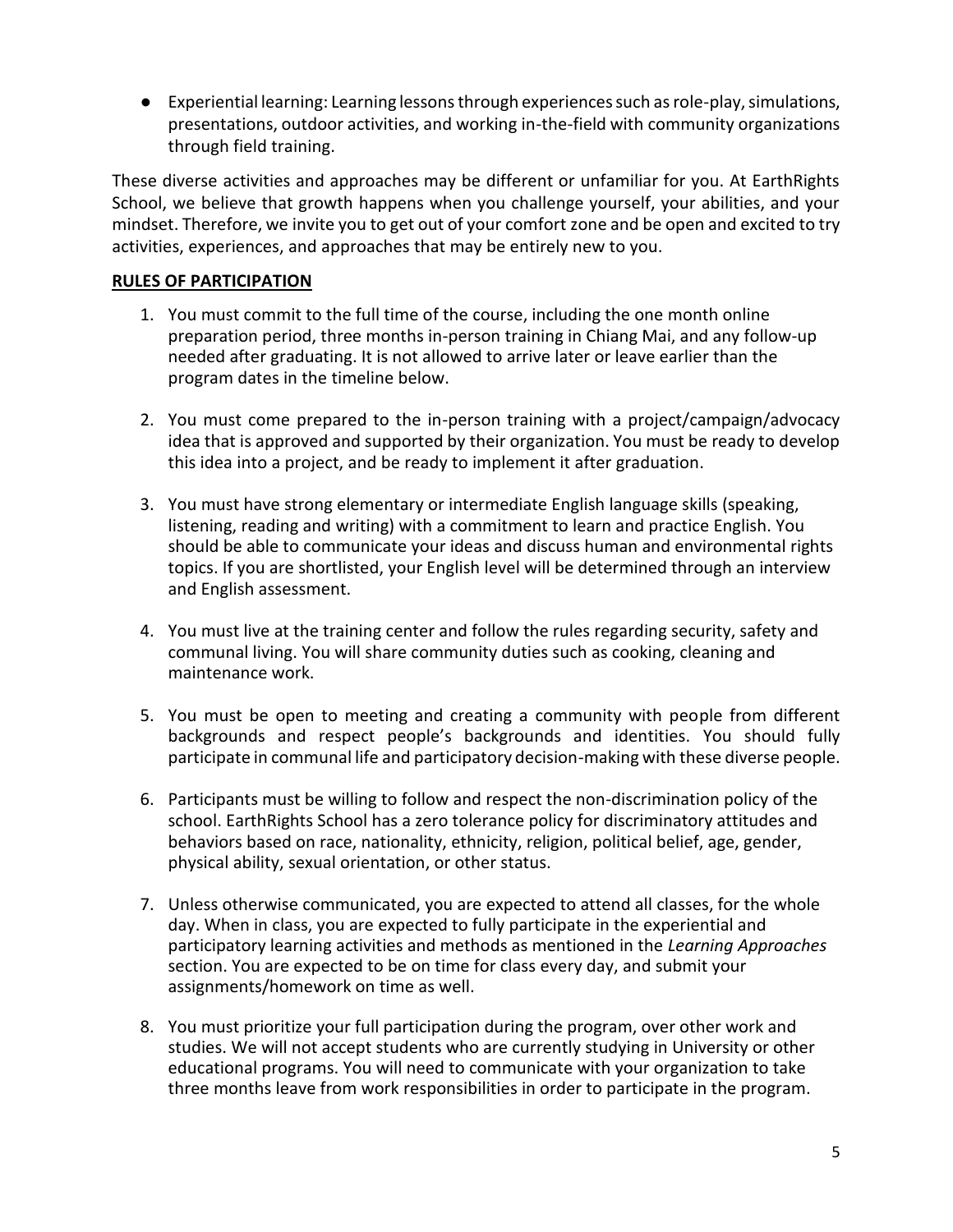- Experiential learning: Learning lessons through experiences such as role-play, simulations, presentations, outdoor activities, and working in-the-field with community organizations through field training.

These diverse activities and approaches may be different or unfamiliar for you. At EarthRights School, we believe that growth happens when you challenge yourself, your abilities, and your mindset. Therefore, we invite you to get out of your comfort zone and be open and excited to try activities, experiences, and approaches that may be entirely new to you.

**RULES OF PARTICIPATION**

1. You must commit to the full time of the course, including the one month online preparation period, three months in-person training in Chiang Mai, and any follow-up needed after graduating. It is not allowed to arrive later or leave earlier than the program dates in the timeline below.

2. You must come prepared to the in-person training with a project/campaign/advocacy idea that is approved and supported by their organization. You must be ready to develop this idea into a project, and be ready to implement it after graduation.

3. You must have strong elementary or intermediate English language skills (speaking, listening, reading and writing) with a commitment to learn and practice English. You should be able to communicate your ideas and discuss human and environmental rights topics. If you are shortlisted, your English level will be determined through an interview and English assessment.

4. You must live at the training center and follow the rules regarding security, safety and communal living. You will share community duties such as cooking, cleaning and maintenance work.

5. You must be open to meeting and creating a community with people from different backgrounds and respect people's backgrounds and identities. You should fully participate in communal life and participatory decision-making with these diverse people.

6. Participants must be willing to follow and respect the non-discrimination policy of the school. EarthRights School has a zero tolerance policy for discriminatory attitudes and behaviors based on race, nationality, ethnicity, religion, political belief, age, gender, physical ability, sexual orientation, or other status.

7. Unless otherwise communicated, you are expected to attend all classes, for the whole day. When in class, you are expected to fully participate in the experiential and participatory learning activities and methods as mentioned in the *Learning Approaches* section. You are expected to be on time for class every day, and submit your assignments/homework on time as well.

8. You must prioritize your full participation during the program, over other work and studies. We will not accept students who are currently studying in University or other educational programs. You will need to communicate with your organization to take three months leave from work responsibilities in order to participate in the program.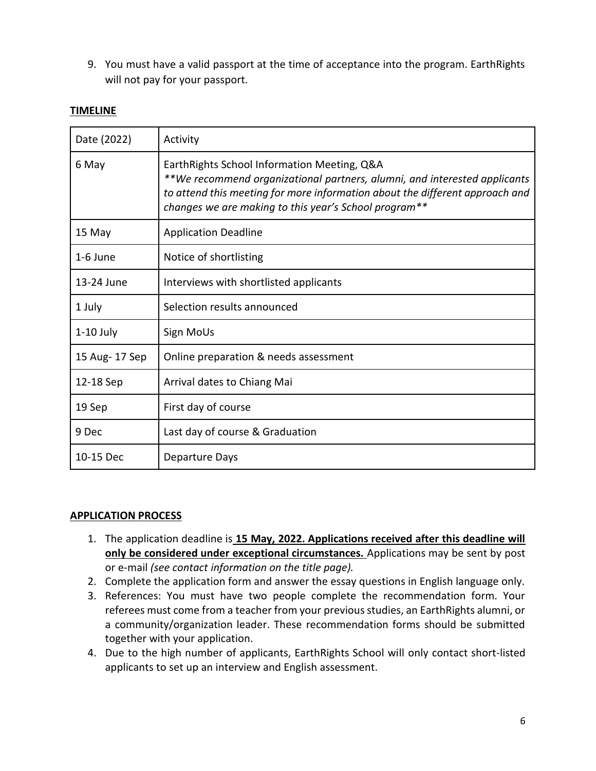9. You must have a valid passport at the time of acceptance into the program. EarthRights will not pay for your passport.

**TIMELINE**

| Date (2022) | Activity |
|---|---|
| 6 May | EarthRights School Information Meeting, Q&A<br>*\*\*We recommend organizational partners, alumni, and interested applicants to attend this meeting for more information about the different approach and changes we are making to this year's School program\*\** |
| 15 May | Application Deadline |
| 1-6 June | Notice of shortlisting |
| 13-24 June | Interviews with shortlisted applicants |
| 1 July | Selection results announced |
| 1-10 July | Sign MoUs |
| 15 Aug- 17 Sep | Online preparation & needs assessment |
| 12-18 Sep | Arrival dates to Chiang Mai |
| 19 Sep | First day of course |
| 9 Dec | Last day of course & Graduation |
| 10-15 Dec | Departure Days |

**APPLICATION PROCESS**

1. The application deadline is **15 May, 2022. Applications received after this deadline will only be considered under exceptional circumstances.** Applications may be sent by post or e-mail *(see contact information on the title page).*
2. Complete the application form and answer the essay questions in English language only.
3. References: You must have two people complete the recommendation form. Your referees must come from a teacher from your previous studies, an EarthRights alumni, or a community/organization leader. These recommendation forms should be submitted together with your application.
4. Due to the high number of applicants, EarthRights School will only contact short-listed applicants to set up an interview and English assessment.